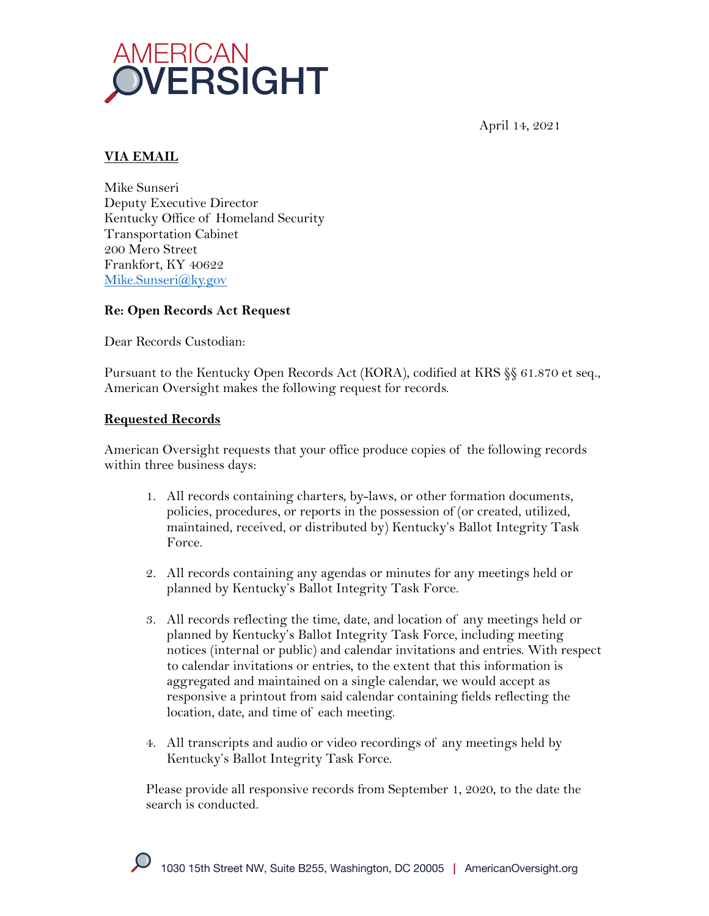AMERICAN OVERSIGHT

April 14, 2021

**VIA EMAIL**

Mike Sunseri
Deputy Executive Director
Kentucky Office of Homeland Security
Transportation Cabinet
200 Mero Street
Frankfort, KY 40622
Mike.Sunseri@ky.gov

**Re: Open Records Act Request**

Dear Records Custodian:

Pursuant to the Kentucky Open Records Act (KORA), codified at KRS §§ 61.870 et seq., American Oversight makes the following request for records.

**Requested Records**

American Oversight requests that your office produce copies of the following records within three business days:

1. All records containing charters, by-laws, or other formation documents, policies, procedures, or reports in the possession of (or created, utilized, maintained, received, or distributed by) Kentucky's Ballot Integrity Task Force.

2. All records containing any agendas or minutes for any meetings held or planned by Kentucky's Ballot Integrity Task Force.

3. All records reflecting the time, date, and location of any meetings held or planned by Kentucky's Ballot Integrity Task Force, including meeting notices (internal or public) and calendar invitations and entries. With respect to calendar invitations or entries, to the extent that this information is aggregated and maintained on a single calendar, we would accept as responsive a printout from said calendar containing fields reflecting the location, date, and time of each meeting.

4. All transcripts and audio or video recordings of any meetings held by Kentucky's Ballot Integrity Task Force.

Please provide all responsive records from September 1, 2020, to the date the search is conducted.

1030 15th Street NW, Suite B255, Washington, DC 20005 | AmericanOversight.org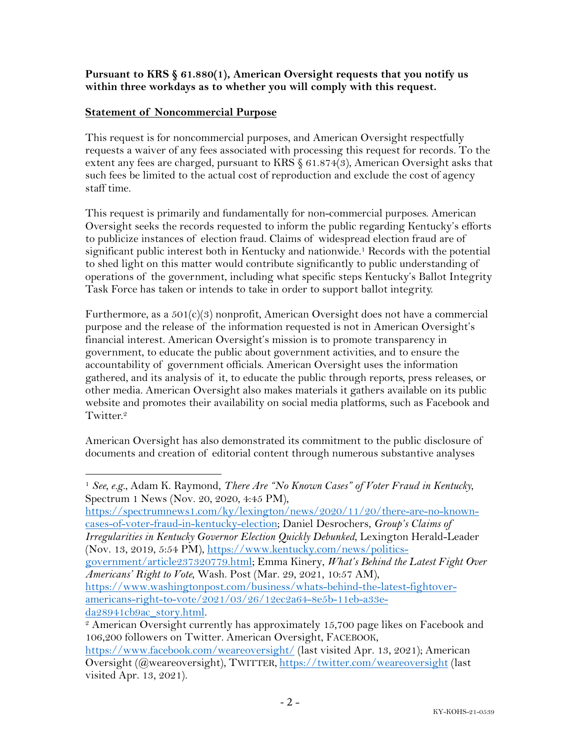**Pursuant to KRS § 61.880(1), American Oversight requests that you notify us within three workdays as to whether you will comply with this request.**

## Statement of Noncommercial Purpose

This request is for noncommercial purposes, and American Oversight respectfully requests a waiver of any fees associated with processing this request for records. To the extent any fees are charged, pursuant to KRS § 61.874(3), American Oversight asks that such fees be limited to the actual cost of reproduction and exclude the cost of agency staff time.

This request is primarily and fundamentally for non-commercial purposes. American Oversight seeks the records requested to inform the public regarding Kentucky's efforts to publicize instances of election fraud. Claims of widespread election fraud are of significant public interest both in Kentucky and nationwide.[1] Records with the potential to shed light on this matter would contribute significantly to public understanding of operations of the government, including what specific steps Kentucky's Ballot Integrity Task Force has taken or intends to take in order to support ballot integrity.

Furthermore, as a 501(c)(3) nonprofit, American Oversight does not have a commercial purpose and the release of the information requested is not in American Oversight's financial interest. American Oversight's mission is to promote transparency in government, to educate the public about government activities, and to ensure the accountability of government officials. American Oversight uses the information gathered, and its analysis of it, to educate the public through reports, press releases, or other media. American Oversight also makes materials it gathers available on its public website and promotes their availability on social media platforms, such as Facebook and Twitter.[2]

American Oversight has also demonstrated its commitment to the public disclosure of documents and creation of editorial content through numerous substantive analyses

---

[1] *See, e.g.*, Adam K. Raymond, *There Are "No Known Cases" of Voter Fraud in Kentucky*, Spectrum 1 News (Nov. 20, 2020, 4:45 PM), https://spectrumnews1.com/ky/lexington/news/2020/11/20/there-are-no-known-cases-of-voter-fraud-in-kentucky-election; Daniel Desrochers, *Group's Claims of Irregularities in Kentucky Governor Election Quickly Debunked*, Lexington Herald-Leader (Nov. 13, 2019, 5:54 PM), https://www.kentucky.com/news/politics-government/article237320779.html; Emma Kinery, *What's Behind the Latest Fight Over Americans' Right to Vote*, Wash. Post (Mar. 29, 2021, 10:57 AM), https://www.washingtonpost.com/business/whats-behind-the-latest-fightover-americans-right-to-vote/2021/03/26/12ec2a64-8e5b-11eb-a33e-da28941cb9ac_story.html.

[2] American Oversight currently has approximately 15,700 page likes on Facebook and 106,200 followers on Twitter. American Oversight, FACEBOOK, https://www.facebook.com/weareoversight/ (last visited Apr. 13, 2021); American Oversight (@weareoversight), TWITTER, https://twitter.com/weareoversight (last visited Apr. 13, 2021).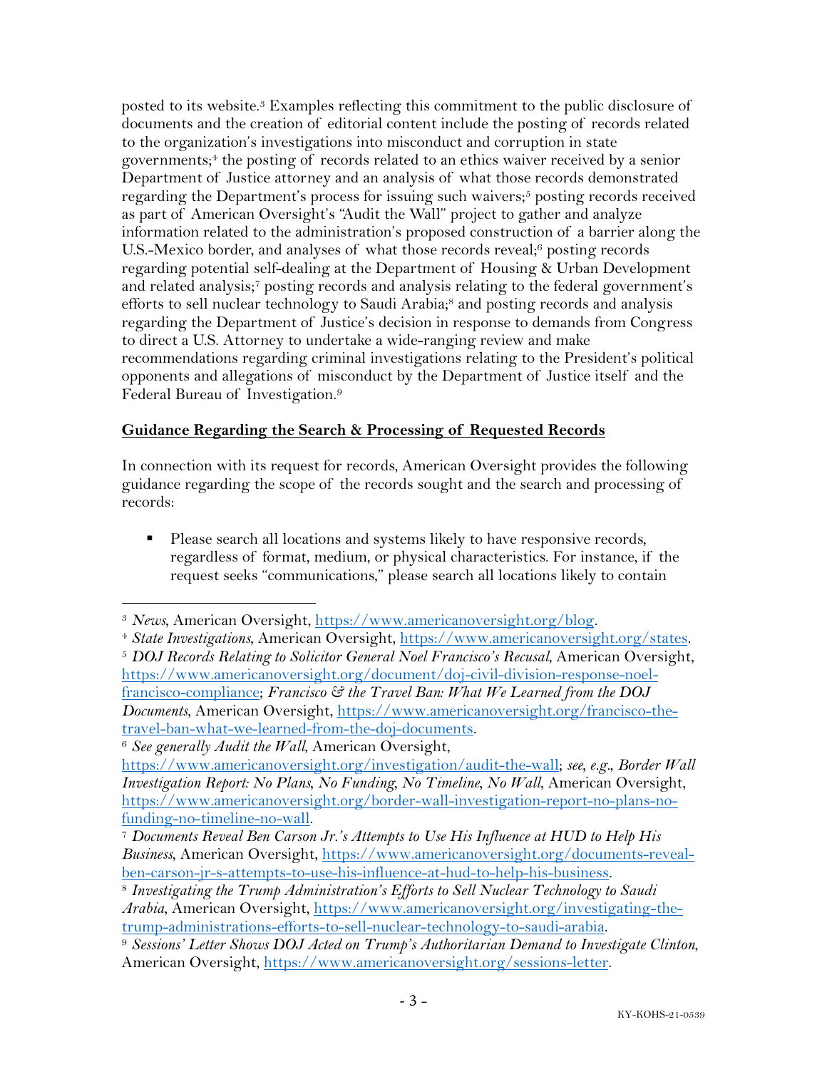posted to its website.[3] Examples reflecting this commitment to the public disclosure of documents and the creation of editorial content include the posting of records related to the organization's investigations into misconduct and corruption in state governments;[4] the posting of records related to an ethics waiver received by a senior Department of Justice attorney and an analysis of what those records demonstrated regarding the Department's process for issuing such waivers;[5] posting records received as part of American Oversight's "Audit the Wall" project to gather and analyze information related to the administration's proposed construction of a barrier along the U.S.-Mexico border, and analyses of what those records reveal;[6] posting records regarding potential self-dealing at the Department of Housing & Urban Development and related analysis;[7] posting records and analysis relating to the federal government's efforts to sell nuclear technology to Saudi Arabia;[8] and posting records and analysis regarding the Department of Justice's decision in response to demands from Congress to direct a U.S. Attorney to undertake a wide-ranging review and make recommendations regarding criminal investigations relating to the President's political opponents and allegations of misconduct by the Department of Justice itself and the Federal Bureau of Investigation.[9]

**Guidance Regarding the Search & Processing of Requested Records**

In connection with its request for records, American Oversight provides the following guidance regarding the scope of the records sought and the search and processing of records:

- Please search all locations and systems likely to have responsive records, regardless of format, medium, or physical characteristics. For instance, if the request seeks "communications," please search all locations likely to contain

---

[3] *News*, American Oversight, https://www.americanoversight.org/blog.

[4] *State Investigations*, American Oversight, https://www.americanoversight.org/states.

[5] *DOJ Records Relating to Solicitor General Noel Francisco's Recusal*, American Oversight, https://www.americanoversight.org/document/doj-civil-division-response-noel-francisco-compliance; *Francisco & the Travel Ban: What We Learned from the DOJ Documents*, American Oversight, https://www.americanoversight.org/francisco-the-travel-ban-what-we-learned-from-the-doj-documents.

[6] *See generally Audit the Wall*, American Oversight, https://www.americanoversight.org/investigation/audit-the-wall; *see, e.g.*, *Border Wall Investigation Report: No Plans, No Funding, No Timeline, No Wall*, American Oversight, https://www.americanoversight.org/border-wall-investigation-report-no-plans-no-funding-no-timeline-no-wall.

[7] *Documents Reveal Ben Carson Jr.'s Attempts to Use His Influence at HUD to Help His Business*, American Oversight, https://www.americanoversight.org/documents-reveal-ben-carson-jr-s-attempts-to-use-his-influence-at-hud-to-help-his-business.

[8] *Investigating the Trump Administration's Efforts to Sell Nuclear Technology to Saudi Arabia*, American Oversight, https://www.americanoversight.org/investigating-the-trump-administrations-efforts-to-sell-nuclear-technology-to-saudi-arabia.

[9] *Sessions' Letter Shows DOJ Acted on Trump's Authoritarian Demand to Investigate Clinton*, American Oversight, https://www.americanoversight.org/sessions-letter.

KY-KOHS-21-0539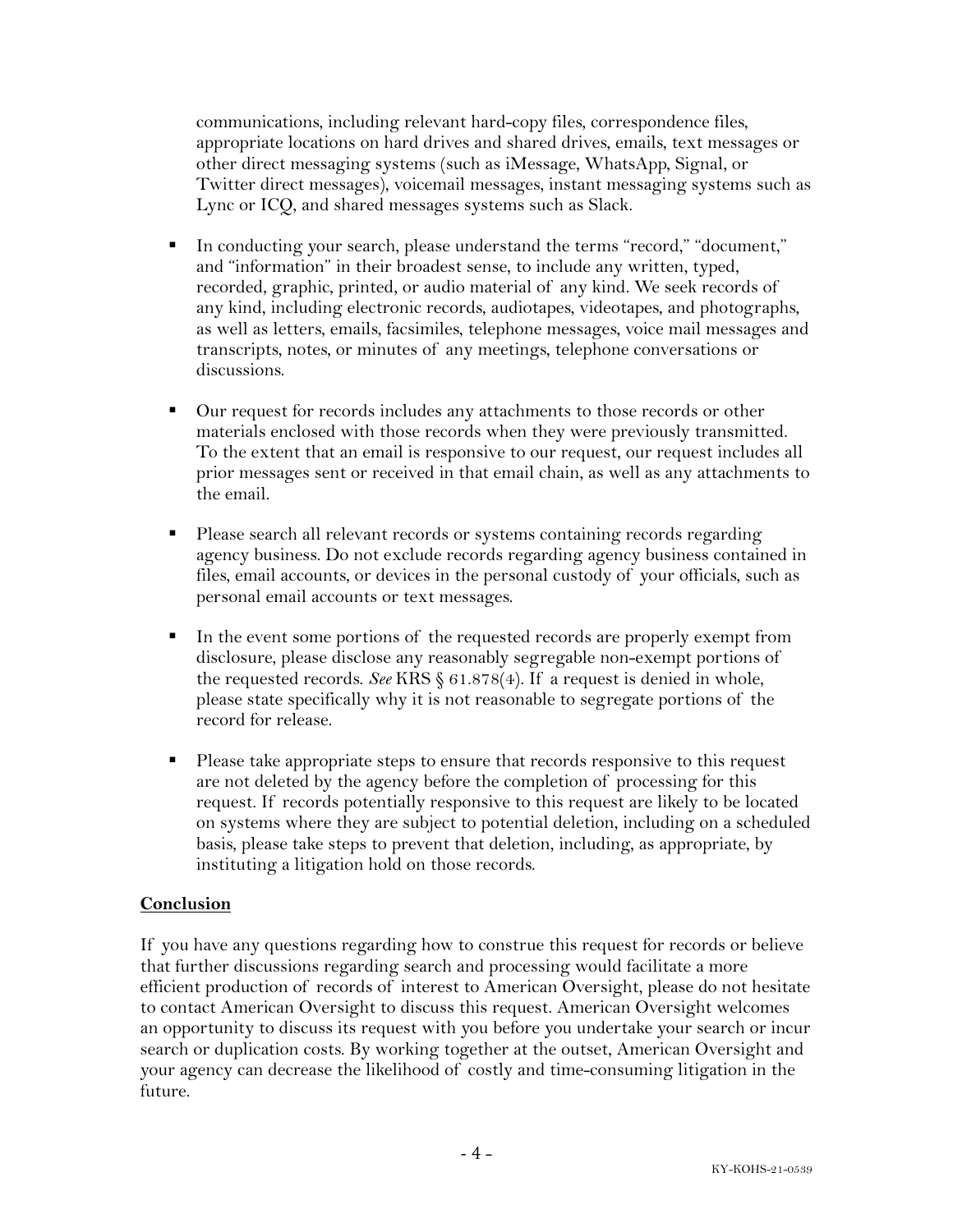communications, including relevant hard-copy files, correspondence files, appropriate locations on hard drives and shared drives, emails, text messages or other direct messaging systems (such as iMessage, WhatsApp, Signal, or Twitter direct messages), voicemail messages, instant messaging systems such as Lync or ICQ, and shared messages systems such as Slack.

- In conducting your search, please understand the terms "record," "document," and "information" in their broadest sense, to include any written, typed, recorded, graphic, printed, or audio material of any kind. We seek records of any kind, including electronic records, audiotapes, videotapes, and photographs, as well as letters, emails, facsimiles, telephone messages, voice mail messages and transcripts, notes, or minutes of any meetings, telephone conversations or discussions.

- Our request for records includes any attachments to those records or other materials enclosed with those records when they were previously transmitted. To the extent that an email is responsive to our request, our request includes all prior messages sent or received in that email chain, as well as any attachments to the email.

- Please search all relevant records or systems containing records regarding agency business. Do not exclude records regarding agency business contained in files, email accounts, or devices in the personal custody of your officials, such as personal email accounts or text messages.

- In the event some portions of the requested records are properly exempt from disclosure, please disclose any reasonably segregable non-exempt portions of the requested records. *See* KRS § 61.878(4). If a request is denied in whole, please state specifically why it is not reasonable to segregate portions of the record for release.

- Please take appropriate steps to ensure that records responsive to this request are not deleted by the agency before the completion of processing for this request. If records potentially responsive to this request are likely to be located on systems where they are subject to potential deletion, including on a scheduled basis, please take steps to prevent that deletion, including, as appropriate, by instituting a litigation hold on those records.

**Conclusion**

If you have any questions regarding how to construe this request for records or believe that further discussions regarding search and processing would facilitate a more efficient production of records of interest to American Oversight, please do not hesitate to contact American Oversight to discuss this request. American Oversight welcomes an opportunity to discuss its request with you before you undertake your search or incur search or duplication costs. By working together at the outset, American Oversight and your agency can decrease the likelihood of costly and time-consuming litigation in the future.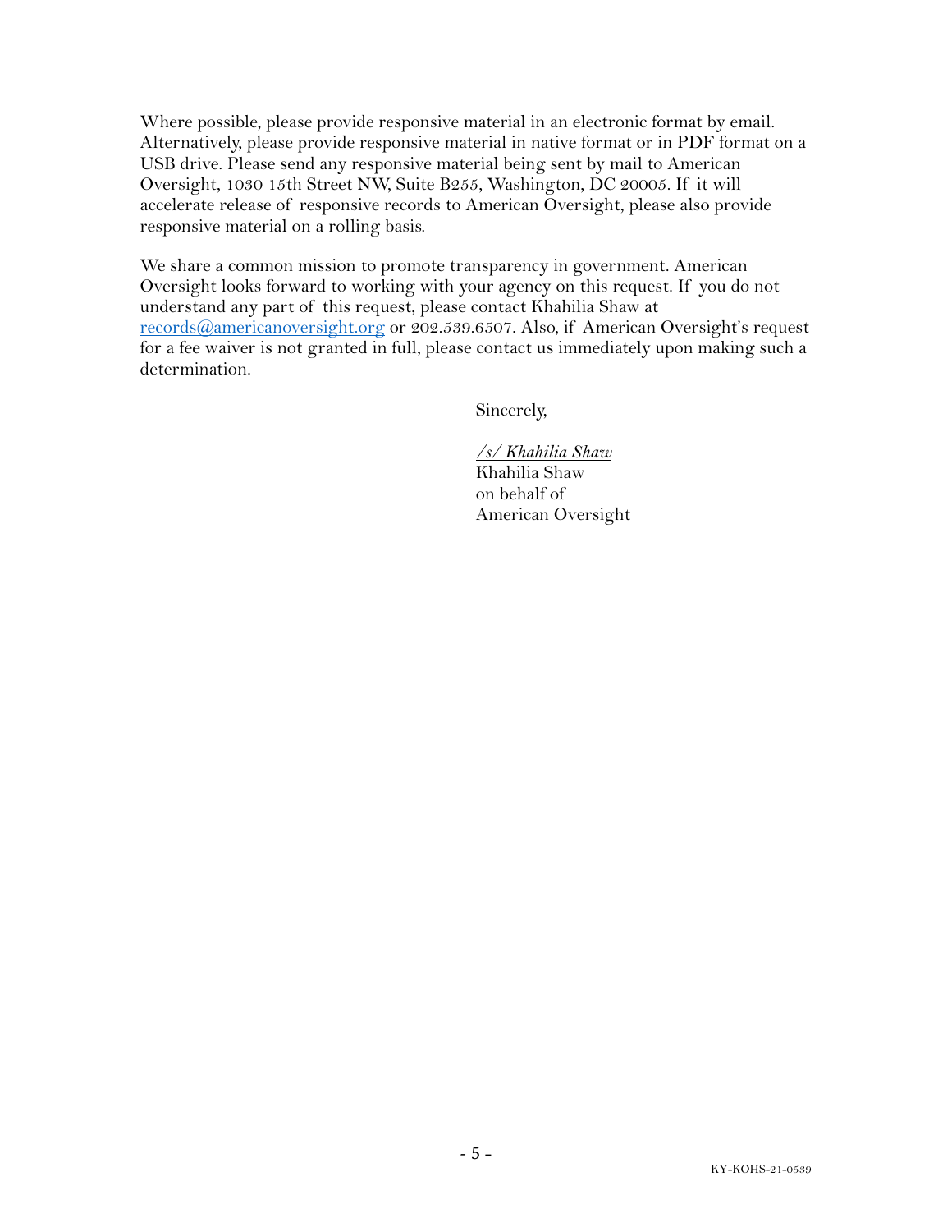Where possible, please provide responsive material in an electronic format by email. Alternatively, please provide responsive material in native format or in PDF format on a USB drive. Please send any responsive material being sent by mail to American Oversight, 1030 15th Street NW, Suite B255, Washington, DC 20005. If it will accelerate release of responsive records to American Oversight, please also provide responsive material on a rolling basis.

We share a common mission to promote transparency in government. American Oversight looks forward to working with your agency on this request. If you do not understand any part of this request, please contact Khahilia Shaw at records@americanoversight.org or 202.539.6507. Also, if American Oversight's request for a fee waiver is not granted in full, please contact us immediately upon making such a determination.

Sincerely,

*/s/ Khahilia Shaw*
Khahilia Shaw
on behalf of
American Oversight

KY-KOHS-21-0539